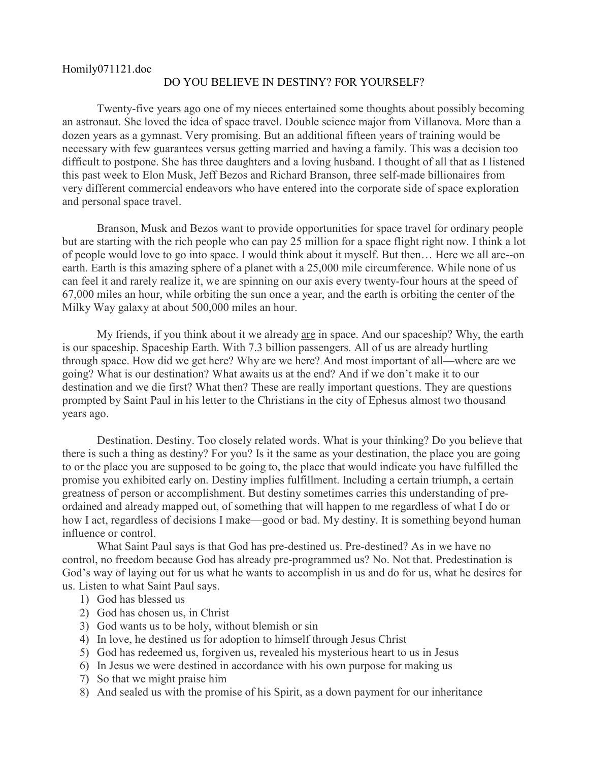Homily071121.doc

# DO YOU BELIEVE IN DESTINY? FOR YOURSELF?

Twenty-five years ago one of my nieces entertained some thoughts about possibly becoming an astronaut. She loved the idea of space travel. Double science major from Villanova. More than a dozen years as a gymnast. Very promising. But an additional fifteen years of training would be necessary with few guarantees versus getting married and having a family. This was a decision too difficult to postpone. She has three daughters and a loving husband. I thought of all that as I listened this past week to Elon Musk, Jeff Bezos and Richard Branson, three self-made billionaires from very different commercial endeavors who have entered into the corporate side of space exploration and personal space travel.

Branson, Musk and Bezos want to provide opportunities for space travel for ordinary people but are starting with the rich people who can pay 25 million for a space flight right now. I think a lot of people would love to go into space. I would think about it myself. But then… Here we all are--on earth. Earth is this amazing sphere of a planet with a 25,000 mile circumference. While none of us can feel it and rarely realize it, we are spinning on our axis every twenty-four hours at the speed of 67,000 miles an hour, while orbiting the sun once a year, and the earth is orbiting the center of the Milky Way galaxy at about 500,000 miles an hour.

My friends, if you think about it we already <u>are</u> in space. And our spaceship? Why, the earth is our spaceship. Spaceship Earth. With 7.3 billion passengers. All of us are already hurtling through space. How did we get here? Why are we here? And most important of all—where are we going? What is our destination? What awaits us at the end? And if we don't make it to our destination and we die first? What then? These are really important questions. They are questions prompted by Saint Paul in his letter to the Christians in the city of Ephesus almost two thousand years ago.

Destination. Destiny. Too closely related words. What is your thinking? Do you believe that there is such a thing as destiny? For you? Is it the same as your destination, the place you are going to or the place you are supposed to be going to, the place that would indicate you have fulfilled the promise you exhibited early on. Destiny implies fulfillment. Including a certain triumph, a certain greatness of person or accomplishment. But destiny sometimes carries this understanding of pre-ordained and already mapped out, of something that will happen to me regardless of what I do or how I act, regardless of decisions I make—good or bad. My destiny. It is something beyond human influence or control.

What Saint Paul says is that God has pre-destined us. Pre-destined? As in we have no control, no freedom because God has already pre-programmed us? No. Not that. Predestination is God's way of laying out for us what he wants to accomplish in us and do for us, what he desires for us. Listen to what Saint Paul says.

1) God has blessed us
2) God has chosen us, in Christ
3) God wants us to be holy, without blemish or sin
4) In love, he destined us for adoption to himself through Jesus Christ
5) God has redeemed us, forgiven us, revealed his mysterious heart to us in Jesus
6) In Jesus we were destined in accordance with his own purpose for making us
7) So that we might praise him
8) And sealed us with the promise of his Spirit, as a down payment for our inheritance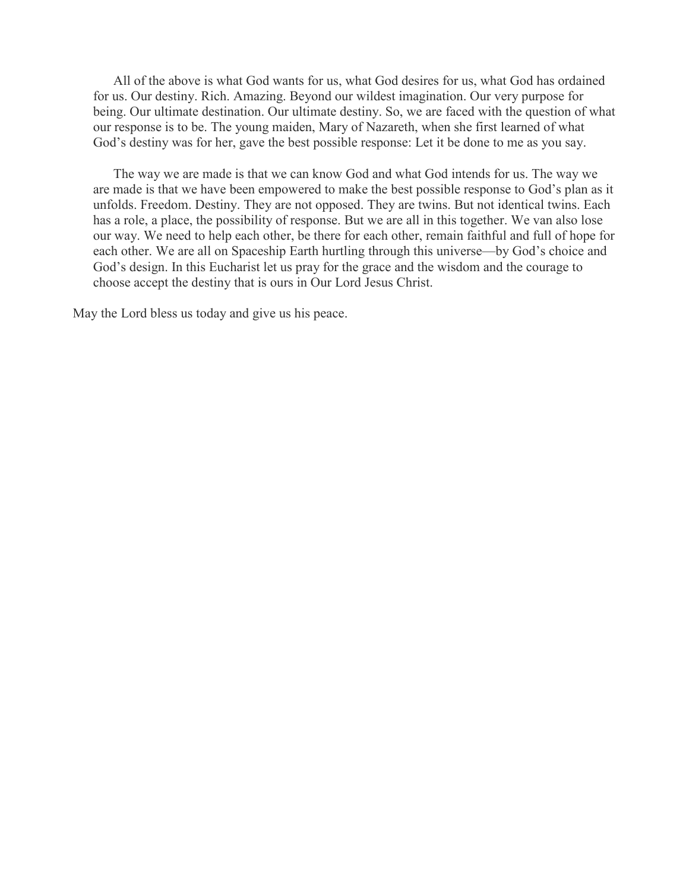All of the above is what God wants for us, what God desires for us, what God has ordained for us. Our destiny. Rich. Amazing. Beyond our wildest imagination. Our very purpose for being. Our ultimate destination. Our ultimate destiny. So, we are faced with the question of what our response is to be. The young maiden, Mary of Nazareth, when she first learned of what God's destiny was for her, gave the best possible response: Let it be done to me as you say.

The way we are made is that we can know God and what God intends for us. The way we are made is that we have been empowered to make the best possible response to God's plan as it unfolds. Freedom. Destiny. They are not opposed. They are twins. But not identical twins. Each has a role, a place, the possibility of response. But we are all in this together. We van also lose our way. We need to help each other, be there for each other, remain faithful and full of hope for each other. We are all on Spaceship Earth hurtling through this universe—by God's choice and God's design. In this Eucharist let us pray for the grace and the wisdom and the courage to choose accept the destiny that is ours in Our Lord Jesus Christ.

May the Lord bless us today and give us his peace.